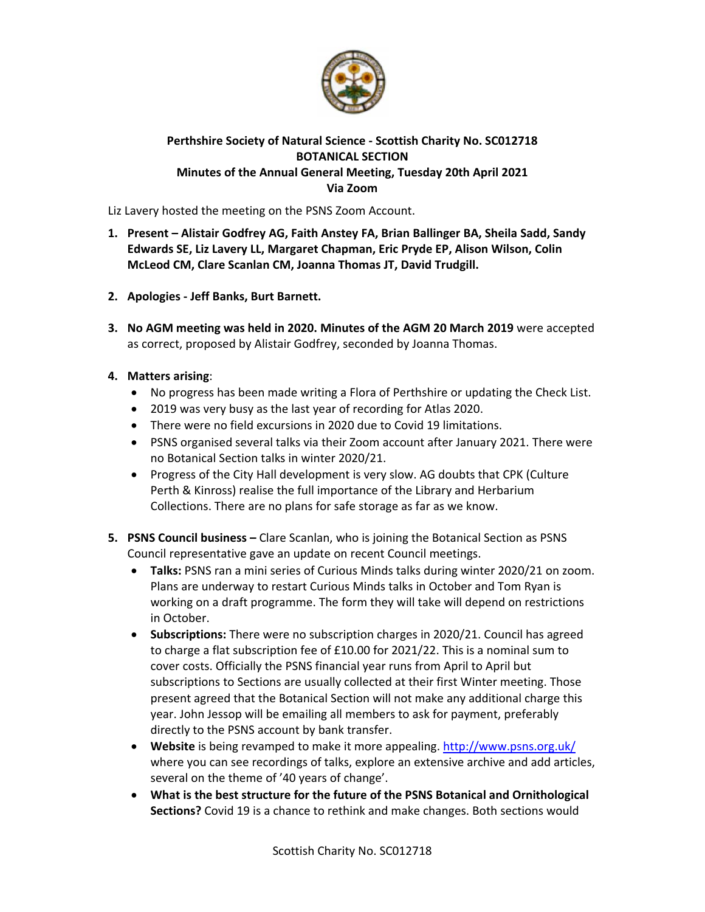**Perthshire Society of Natural Science - Scottish Charity No. SC012718**
**BOTANICAL SECTION**
**Minutes of the Annual General Meeting, Tuesday 20th April 2021**
**Via Zoom**

Liz Lavery hosted the meeting on the PSNS Zoom Account.

1. **Present – Alistair Godfrey AG, Faith Anstey FA, Brian Ballinger BA, Sheila Sadd, Sandy Edwards SE, Liz Lavery LL, Margaret Chapman, Eric Pryde EP, Alison Wilson, Colin McLeod CM, Clare Scanlan CM, Joanna Thomas JT, David Trudgill.**

2. **Apologies - Jeff Banks, Burt Barnett.**

3. **No AGM meeting was held in 2020. Minutes of the AGM 20 March 2019** were accepted as correct, proposed by Alistair Godfrey, seconded by Joanna Thomas.

4. **Matters arising**:
   - No progress has been made writing a Flora of Perthshire or updating the Check List.
   - 2019 was very busy as the last year of recording for Atlas 2020.
   - There were no field excursions in 2020 due to Covid 19 limitations.
   - PSNS organised several talks via their Zoom account after January 2021. There were no Botanical Section talks in winter 2020/21.
   - Progress of the City Hall development is very slow. AG doubts that CPK (Culture Perth & Kinross) realise the full importance of the Library and Herbarium Collections. There are no plans for safe storage as far as we know.

5. **PSNS Council business –** Clare Scanlan, who is joining the Botanical Section as PSNS Council representative gave an update on recent Council meetings.
   - **Talks:** PSNS ran a mini series of Curious Minds talks during winter 2020/21 on zoom. Plans are underway to restart Curious Minds talks in October and Tom Ryan is working on a draft programme. The form they will take will depend on restrictions in October.
   - **Subscriptions:** There were no subscription charges in 2020/21. Council has agreed to charge a flat subscription fee of £10.00 for 2021/22. This is a nominal sum to cover costs. Officially the PSNS financial year runs from April to April but subscriptions to Sections are usually collected at their first Winter meeting. Those present agreed that the Botanical Section will not make any additional charge this year. John Jessop will be emailing all members to ask for payment, preferably directly to the PSNS account by bank transfer.
   - **Website** is being revamped to make it more appealing. http://www.psns.org.uk/ where you can see recordings of talks, explore an extensive archive and add articles, several on the theme of '40 years of change'.
   - **What is the best structure for the future of the PSNS Botanical and Ornithological Sections?** Covid 19 is a chance to rethink and make changes. Both sections would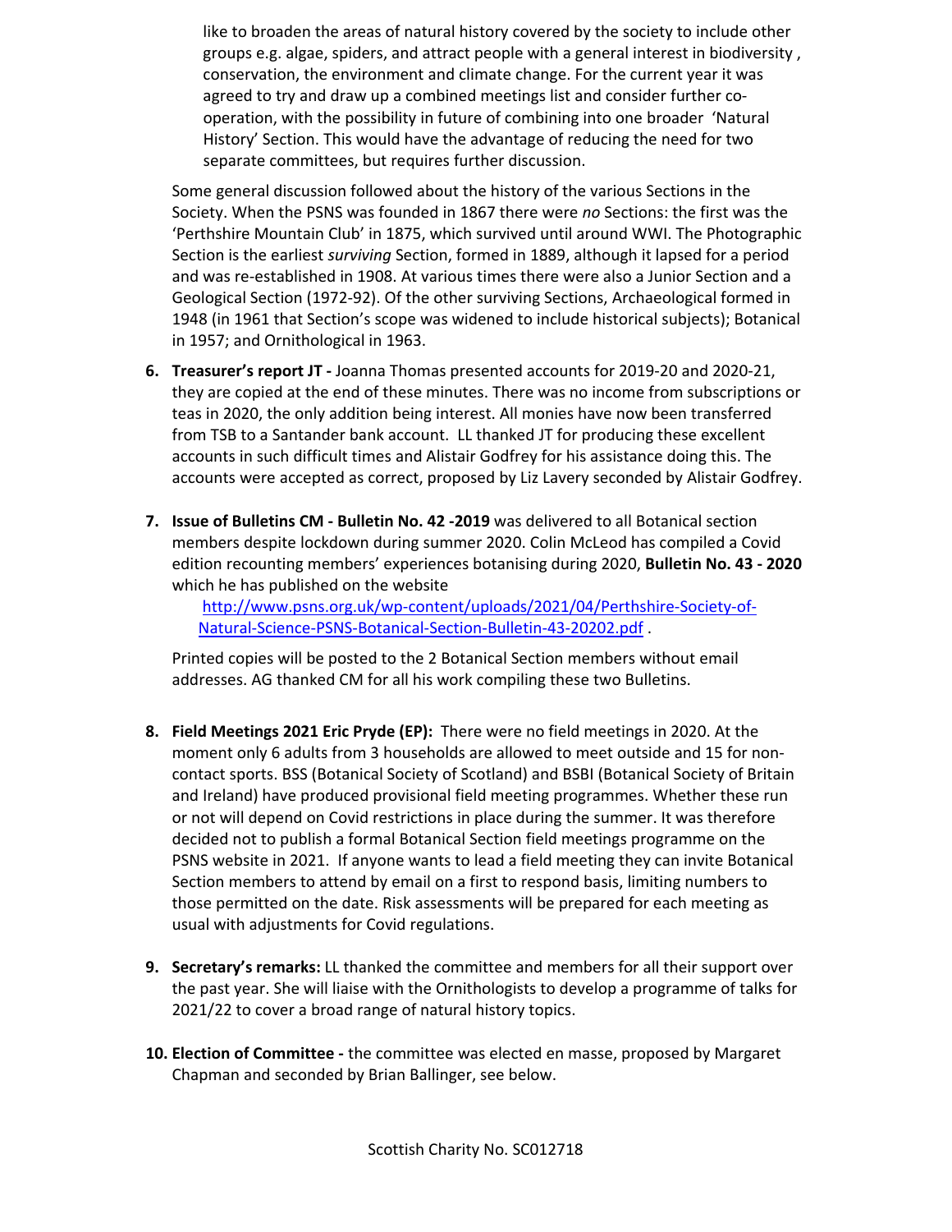like to broaden the areas of natural history covered by the society to include other groups e.g. algae, spiders, and attract people with a general interest in biodiversity , conservation, the environment and climate change. For the current year it was agreed to try and draw up a combined meetings list and consider further co-operation, with the possibility in future of combining into one broader 'Natural History' Section. This would have the advantage of reducing the need for two separate committees, but requires further discussion.

Some general discussion followed about the history of the various Sections in the Society. When the PSNS was founded in 1867 there were *no* Sections: the first was the 'Perthshire Mountain Club' in 1875, which survived until around WWI. The Photographic Section is the earliest *surviving* Section, formed in 1889, although it lapsed for a period and was re-established in 1908. At various times there were also a Junior Section and a Geological Section (1972-92). Of the other surviving Sections, Archaeological formed in 1948 (in 1961 that Section's scope was widened to include historical subjects); Botanical in 1957; and Ornithological in 1963.

6. **Treasurer's report JT -** Joanna Thomas presented accounts for 2019-20 and 2020-21, they are copied at the end of these minutes. There was no income from subscriptions or teas in 2020, the only addition being interest. All monies have now been transferred from TSB to a Santander bank account. LL thanked JT for producing these excellent accounts in such difficult times and Alistair Godfrey for his assistance doing this. The accounts were accepted as correct, proposed by Liz Lavery seconded by Alistair Godfrey.

7. **Issue of Bulletins CM - Bulletin No. 42 -2019** was delivered to all Botanical section members despite lockdown during summer 2020. Colin McLeod has compiled a Covid edition recounting members' experiences botanising during 2020, **Bulletin No. 43 - 2020** which he has published on the website
   http://www.psns.org.uk/wp-content/uploads/2021/04/Perthshire-Society-of-Natural-Science-PSNS-Botanical-Section-Bulletin-43-20202.pdf .

   Printed copies will be posted to the 2 Botanical Section members without email addresses. AG thanked CM for all his work compiling these two Bulletins.

8. **Field Meetings 2021 Eric Pryde (EP):** There were no field meetings in 2020. At the moment only 6 adults from 3 households are allowed to meet outside and 15 for non-contact sports. BSS (Botanical Society of Scotland) and BSBI (Botanical Society of Britain and Ireland) have produced provisional field meeting programmes. Whether these run or not will depend on Covid restrictions in place during the summer. It was therefore decided not to publish a formal Botanical Section field meetings programme on the PSNS website in 2021. If anyone wants to lead a field meeting they can invite Botanical Section members to attend by email on a first to respond basis, limiting numbers to those permitted on the date. Risk assessments will be prepared for each meeting as usual with adjustments for Covid regulations.

9. **Secretary's remarks:** LL thanked the committee and members for all their support over the past year. She will liaise with the Ornithologists to develop a programme of talks for 2021/22 to cover a broad range of natural history topics.

10. **Election of Committee -** the committee was elected en masse, proposed by Margaret Chapman and seconded by Brian Ballinger, see below.

Scottish Charity No. SC012718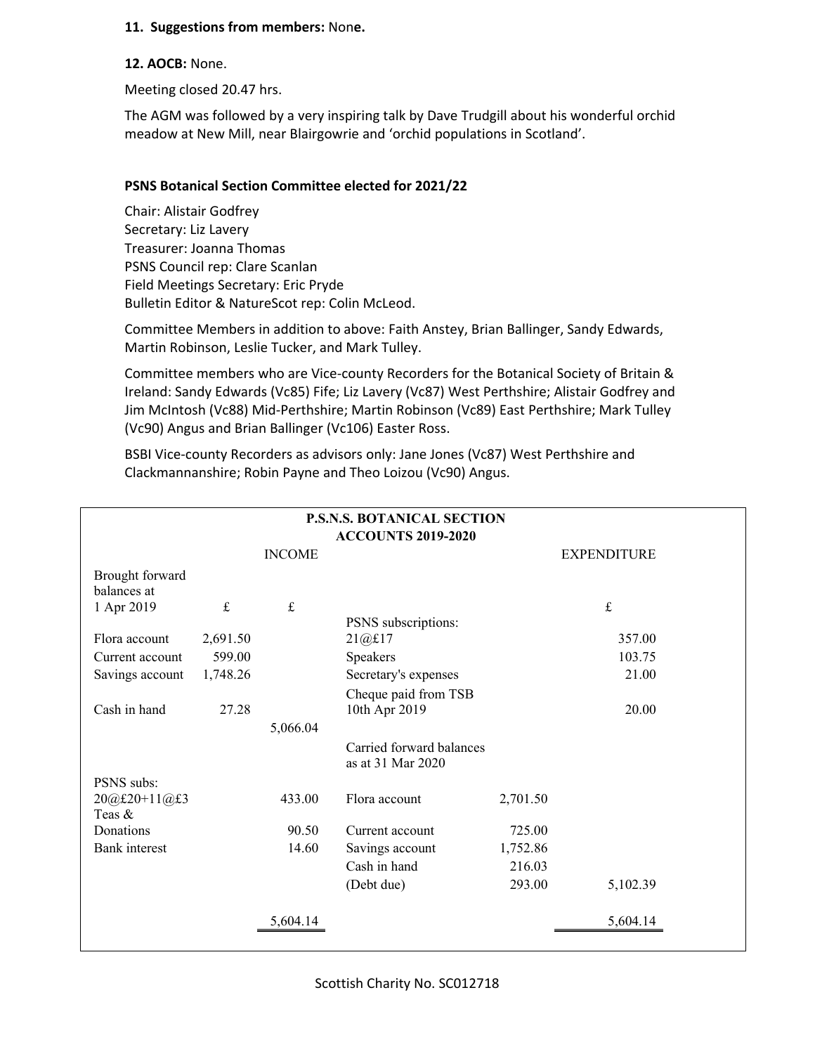**11. Suggestions from members:** None**.**

**12. AOCB:** None.

Meeting closed 20.47 hrs.

The AGM was followed by a very inspiring talk by Dave Trudgill about his wonderful orchid meadow at New Mill, near Blairgowrie and 'orchid populations in Scotland'.

**PSNS Botanical Section Committee elected for 2021/22**

Chair: Alistair Godfrey
Secretary: Liz Lavery
Treasurer: Joanna Thomas
PSNS Council rep: Clare Scanlan
Field Meetings Secretary: Eric Pryde
Bulletin Editor & NatureScot rep: Colin McLeod.

Committee Members in addition to above: Faith Anstey, Brian Ballinger, Sandy Edwards, Martin Robinson, Leslie Tucker, and Mark Tulley.

Committee members who are Vice-county Recorders for the Botanical Society of Britain & Ireland: Sandy Edwards (Vc85) Fife; Liz Lavery (Vc87) West Perthshire; Alistair Godfrey and Jim McIntosh (Vc88) Mid-Perthshire; Martin Robinson (Vc89) East Perthshire; Mark Tulley (Vc90) Angus and Brian Ballinger (Vc106) Easter Ross.

BSBI Vice-county Recorders as advisors only: Jane Jones (Vc87) West Perthshire and Clackmannanshire; Robin Payne and Theo Loizou (Vc90) Angus.

**P.S.N.S. BOTANICAL SECTION**
**ACCOUNTS 2019-2020**

| INCOME | | | EXPENDITURE | | |
|---|---|---|---|---|---|
| Brought forward balances at 1 Apr 2019 | £ | £ | | | £ |
| | | | PSNS subscriptions: | | |
| Flora account | 2,691.50 | | 21@£17 | | 357.00 |
| Current account | 599.00 | | Speakers | | 103.75 |
| Savings account | 1,748.26 | | Secretary's expenses | | 21.00 |
| Cash in hand | 27.28 | | Cheque paid from TSB 10th Apr 2019 | | 20.00 |
| | | 5,066.04 | | | |
| | | | Carried forward balances as at 31 Mar 2020 | | |
| PSNS subs: 20@£20+11@£3 | | 433.00 | Flora account | 2,701.50 | |
| Teas & Donations | | 90.50 | Current account | 725.00 | |
| Bank interest | | 14.60 | Savings account | 1,752.86 | |
| | | | Cash in hand | 216.03 | |
| | | | (Debt due) | 293.00 | 5,102.39 |
| | | 5,604.14 | | | 5,604.14 |

Scottish Charity No. SC012718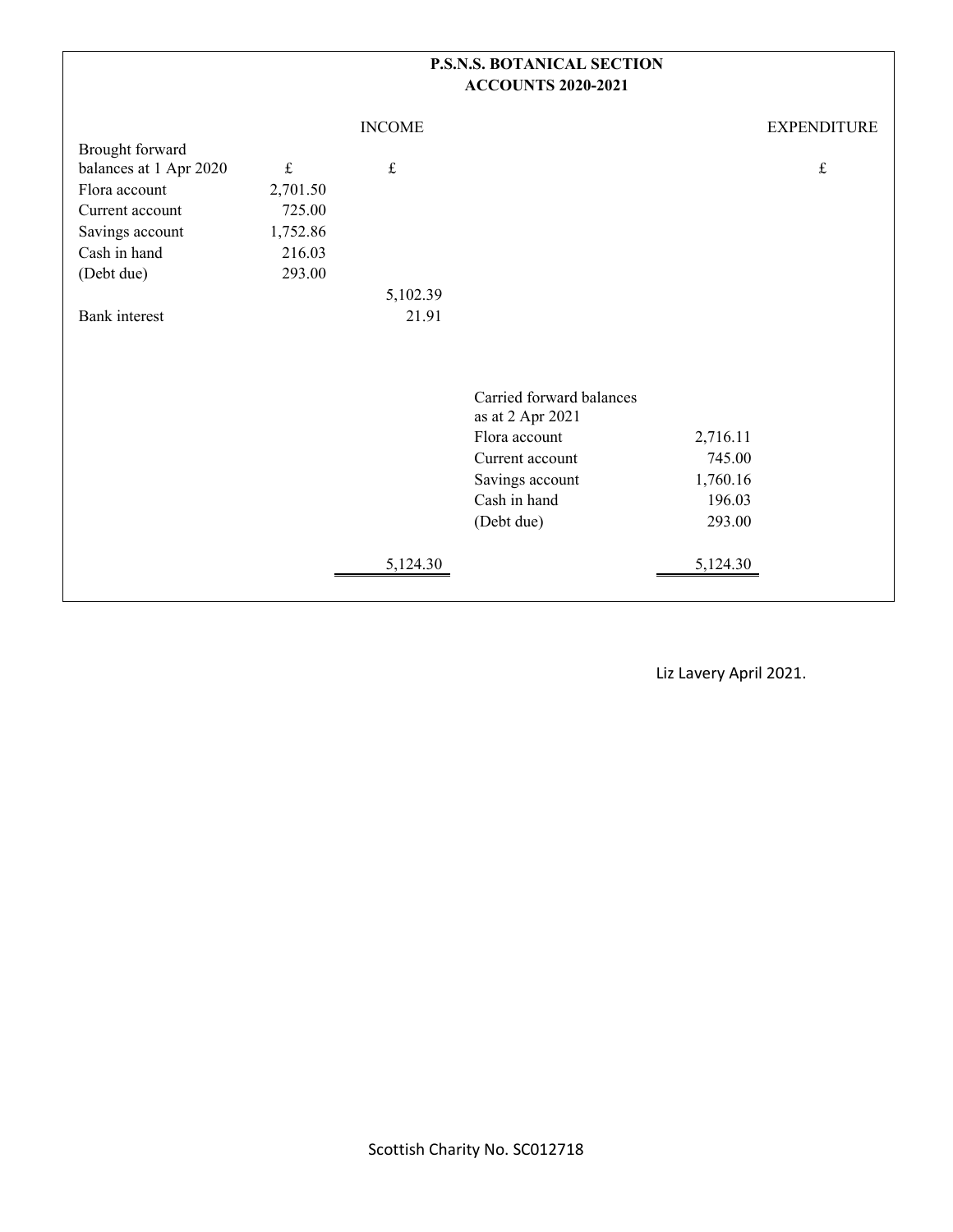**P.S.N.S. BOTANICAL SECTION**
**ACCOUNTS 2020-2021**

| | | INCOME | | | EXPENDITURE |
|---|---|---|---|---|---|
| Brought forward balances at 1 Apr 2020 | £ | £ | | | £ |
| Flora account | 2,701.50 | | | | |
| Current account | 725.00 | | | | |
| Savings account | 1,752.86 | | | | |
| Cash in hand | 216.03 | | | | |
| (Debt due) | 293.00 | | | | |
| | | 5,102.39 | | | |
| Bank interest | | 21.91 | | | |
| | | | Carried forward balances as at 2 Apr 2021 | | |
| | | | Flora account | 2,716.11 | |
| | | | Current account | 745.00 | |
| | | | Savings account | 1,760.16 | |
| | | | Cash in hand | 196.03 | |
| | | | (Debt due) | 293.00 | |
| | | 5,124.30 | | 5,124.30 | |

Liz Lavery April 2021.

Scottish Charity No. SC012718